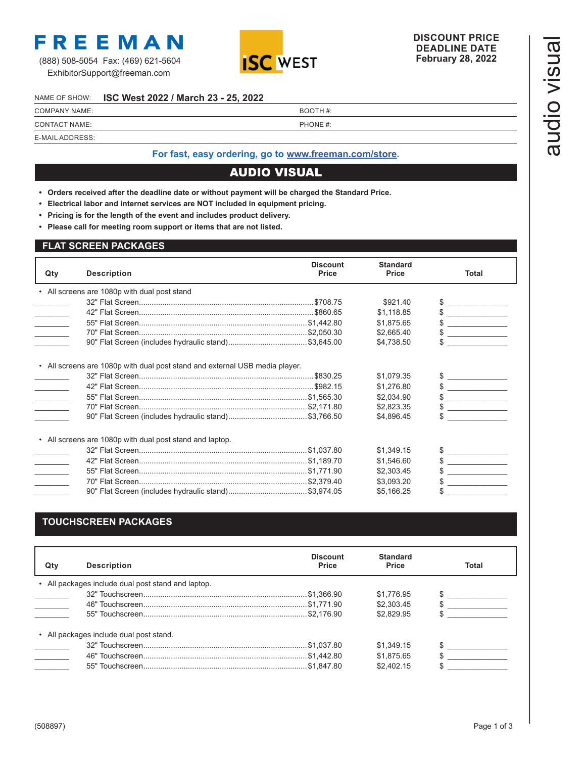**FREEMAN**

(888) 508-5054 Fax: (469) 621-5604
ExhibitorSupport@freeman.com

ISC WEST

**DISCOUNT PRICE DEADLINE DATE**
**February 28, 2022**

audio visual

NAME OF SHOW: **ISC West 2022 / March 23 - 25, 2022**

COMPANY NAME: BOOTH #:

CONTACT NAME: PHONE #:

E-MAIL ADDRESS:

**For fast, easy ordering, go to www.freeman.com/store.**

# AUDIO VISUAL

- **Orders received after the deadline date or without payment will be charged the Standard Price.**
- **Electrical labor and internet services are NOT included in equipment pricing.**
- **Pricing is for the length of the event and includes product delivery.**
- **Please call for meeting room support or items that are not listed.**

## FLAT SCREEN PACKAGES

| Qty | Description | Discount Price | Standard Price | Total |
|---|---|---|---|---|
| | • All screens are 1080p with dual post stand | | | |
| | 32" Flat Screen | $708.75 | $921.40 | $ |
| | 42" Flat Screen | $860.65 | $1,118.85 | $ |
| | 55" Flat Screen | $1,442.80 | $1,875.65 | $ |
| | 70" Flat Screen | $2,050.30 | $2,665.40 | $ |
| | 90" Flat Screen (includes hydraulic stand) | $3,645.00 | $4,738.50 | $ |
| | • All screens are 1080p with dual post stand and external USB media player. | | | |
| | 32" Flat Screen | $830.25 | $1,079.35 | $ |
| | 42" Flat Screen | $982.15 | $1,276.80 | $ |
| | 55" Flat Screen | $1,565.30 | $2,034.90 | $ |
| | 70" Flat Screen | $2,171.80 | $2,823.35 | $ |
| | 90" Flat Screen (includes hydraulic stand) | $3,766.50 | $4,896.45 | $ |
| | • All screens are 1080p with dual post stand and laptop. | | | |
| | 32" Flat Screen | $1,037.80 | $1,349.15 | $ |
| | 42" Flat Screen | $1,189.70 | $1,546.60 | $ |
| | 55" Flat Screen | $1,771.90 | $2,303.45 | $ |
| | 70" Flat Screen | $2,379.40 | $3,093.20 | $ |
| | 90" Flat Screen (includes hydraulic stand) | $3,974.05 | $5,166.25 | $ |

## TOUCHSCREEN PACKAGES

| Qty | Description | Discount Price | Standard Price | Total |
|---|---|---|---|---|
| | • All packages include dual post stand and laptop. | | | |
| | 32" Touchscreen | $1,366.90 | $1,776.95 | $ |
| | 46" Touchscreen | $1,771.90 | $2,303.45 | $ |
| | 55" Touchscreen | $2,176.90 | $2,829.95 | $ |
| | • All packages include dual post stand. | | | |
| | 32" Touchscreen | $1,037.80 | $1,349.15 | $ |
| | 46" Touchscreen | $1,442.80 | $1,875.65 | $ |
| | 55" Touchscreen | $1,847.80 | $2,402.15 | $ |

(508897)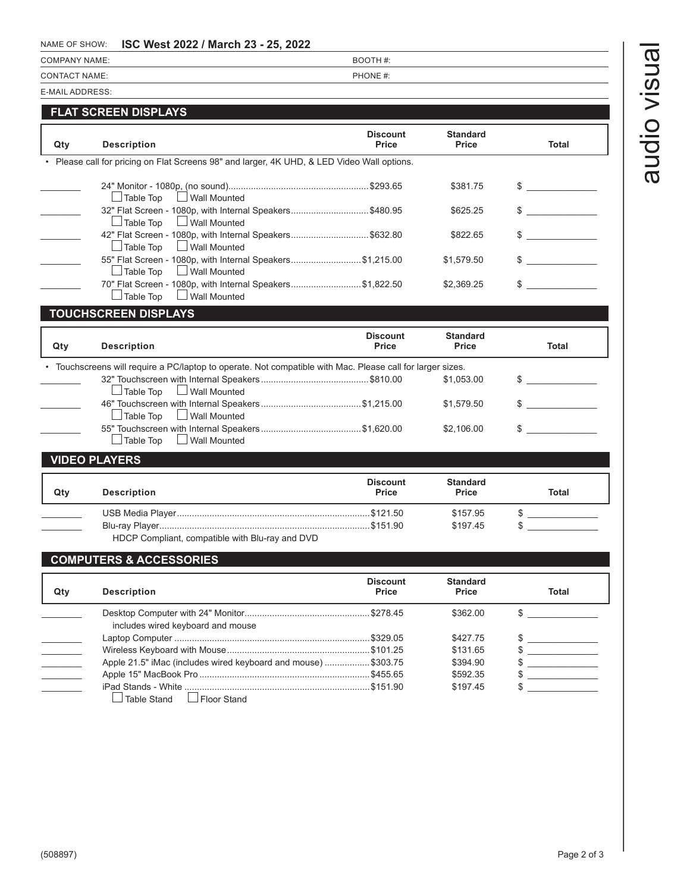NAME OF SHOW: **ISC West 2022 / March 23 - 25, 2022**

COMPANY NAME: BOOTH #:

CONTACT NAME: PHONE #:

E-MAIL ADDRESS:

audio visual

## FLAT SCREEN DISPLAYS

| Qty | Description | Discount Price | Standard Price | Total |
|---|---|---|---|---|
| | • Please call for pricing on Flat Screens 98" and larger, 4K UHD, & LED Video Wall options. | | | |
| ______ | 24" Monitor - 1080p, (no sound) ☐ Table Top ☐ Wall Mounted | $293.65 | $381.75 | $ ______ |
| ______ | 32" Flat Screen - 1080p, with Internal Speakers ☐ Table Top ☐ Wall Mounted | $480.95 | $625.25 | $ ______ |
| ______ | 42" Flat Screen - 1080p, with Internal Speakers ☐ Table Top ☐ Wall Mounted | $632.80 | $822.65 | $ ______ |
| ______ | 55" Flat Screen - 1080p, with Internal Speakers ☐ Table Top ☐ Wall Mounted | $1,215.00 | $1,579.50 | $ ______ |
| ______ | 70" Flat Screen - 1080p, with Internal Speakers ☐ Table Top ☐ Wall Mounted | $1,822.50 | $2,369.25 | $ ______ |

## TOUCHSCREEN DISPLAYS

| Qty | Description | Discount Price | Standard Price | Total |
|---|---|---|---|---|
| | • Touchscreens will require a PC/laptop to operate. Not compatible with Mac. Please call for larger sizes. | | | |
| ______ | 32" Touchscreen with Internal Speakers ☐ Table Top ☐ Wall Mounted | $810.00 | $1,053.00 | $ ______ |
| ______ | 46" Touchscreen with Internal Speakers ☐ Table Top ☐ Wall Mounted | $1,215.00 | $1,579.50 | $ ______ |
| ______ | 55" Touchscreen with Internal Speakers ☐ Table Top ☐ Wall Mounted | $1,620.00 | $2,106.00 | $ ______ |

## VIDEO PLAYERS

| Qty | Description | Discount Price | Standard Price | Total |
|---|---|---|---|---|
| ______ | USB Media Player | $121.50 | $157.95 | $ ______ |
| ______ | Blu-ray Player<br>HDCP Compliant, compatible with Blu-ray and DVD | $151.90 | $197.45 | $ ______ |

## COMPUTERS & ACCESSORIES

| Qty | Description | Discount Price | Standard Price | Total |
|---|---|---|---|---|
| ______ | Desktop Computer with 24" Monitor<br>includes wired keyboard and mouse | $278.45 | $362.00 | $ ______ |
| ______ | Laptop Computer | $329.05 | $427.75 | $ ______ |
| ______ | Wireless Keyboard with Mouse | $101.25 | $131.65 | $ ______ |
| ______ | Apple 21.5" iMac (includes wired keyboard and mouse) | $303.75 | $394.90 | $ ______ |
| ______ | Apple 15" MacBook Pro | $455.65 | $592.35 | $ ______ |
| ______ | iPad Stands - White ☐ Table Stand ☐ Floor Stand | $151.90 | $197.45 | $ ______ |

(508897)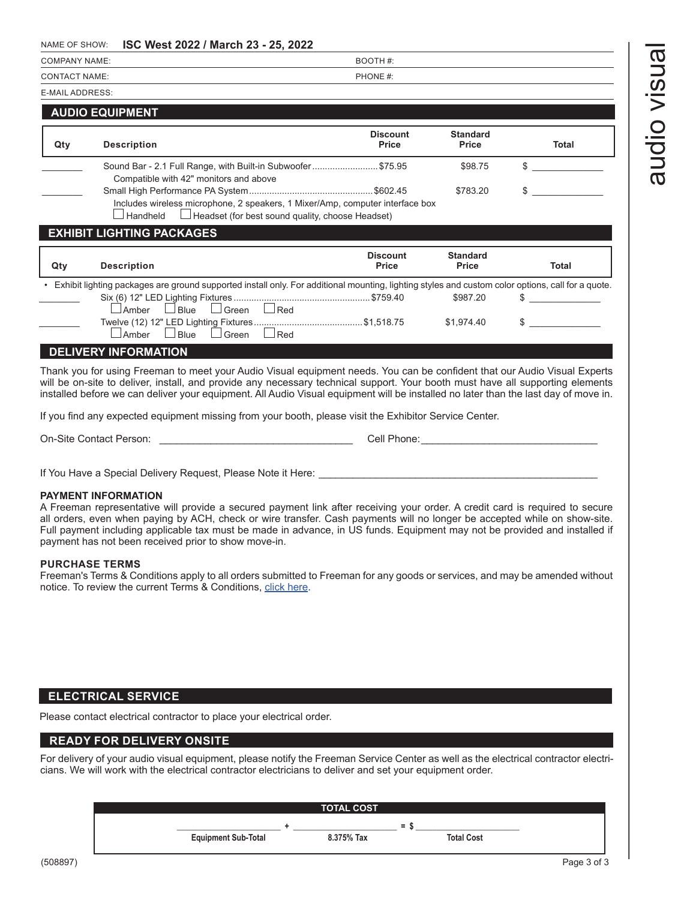NAME OF SHOW: **ISC West 2022 / March 23 - 25, 2022**

COMPANY NAME: BOOTH #:

CONTACT NAME: PHONE #:

E-MAIL ADDRESS:

audio visual

## AUDIO EQUIPMENT

| Qty | Description | Discount Price | Standard Price | Total |
|---|---|---|---|---|
| ________ | Sound Bar - 2.1 Full Range, with Built-in Subwoofer<br>Compatible with 42" monitors and above | $75.95 | $98.75 | $ ____________ |
| ________ | Small High Performance PA System<br>Includes wireless microphone, 2 speakers, 1 Mixer/Amp, computer interface box<br>☐ Handheld ☐ Headset (for best sound quality, choose Headset) | $602.45 | $783.20 | $ ____________ |

## EXHIBIT LIGHTING PACKAGES

| Qty | Description | Discount Price | Standard Price | Total |
|---|---|---|---|---|
| ________ | Six (6) 12" LED Lighting Fixtures<br>☐ Amber ☐ Blue ☐ Green ☐ Red | $759.40 | $987.20 | $ ____________ |
| ________ | Twelve (12) 12" LED Lighting Fixtures<br>☐ Amber ☐ Blue ☐ Green ☐ Red | $1,518.75 | $1,974.40 | $ ____________ |

- Exhibit lighting packages are ground supported install only. For additional mounting, lighting styles and custom color options, call for a quote.

## DELIVERY INFORMATION

Thank you for using Freeman to meet your Audio Visual equipment needs. You can be confident that our Audio Visual Experts will be on-site to deliver, install, and provide any necessary technical support. Your booth must have all supporting elements installed before we can deliver your equipment. All Audio Visual equipment will be installed no later than the last day of move in.

If you find any expected equipment missing from your booth, please visit the Exhibitor Service Center.

On-Site Contact Person: ________________________________ Cell Phone: ______________________________

If You Have a Special Delivery Request, Please Note it Here: ________________________________________________

### PAYMENT INFORMATION

A Freeman representative will provide a secured payment link after receiving your order. A credit card is required to secure all orders, even when paying by ACH, check or wire transfer. Cash payments will no longer be accepted while on show-site. Full payment including applicable tax must be made in advance, in US funds. Equipment may not be provided and installed if payment has not been received prior to show move-in.

### PURCHASE TERMS

Freeman's Terms & Conditions apply to all orders submitted to Freeman for any goods or services, and may be amended without notice. To review the current Terms & Conditions, click here.

## ELECTRICAL SERVICE

Please contact electrical contractor to place your electrical order.

## READY FOR DELIVERY ONSITE

For delivery of your audio visual equipment, please notify the Freeman Service Center as well as the electrical contractor electricians. We will work with the electrical contractor electricians to deliver and set your equipment order.

**TOTAL COST**

____________________ + ____________________ = $ ____________________

**Equipment Sub-Total** + **8.375% Tax** = **Total Cost**

(508897)